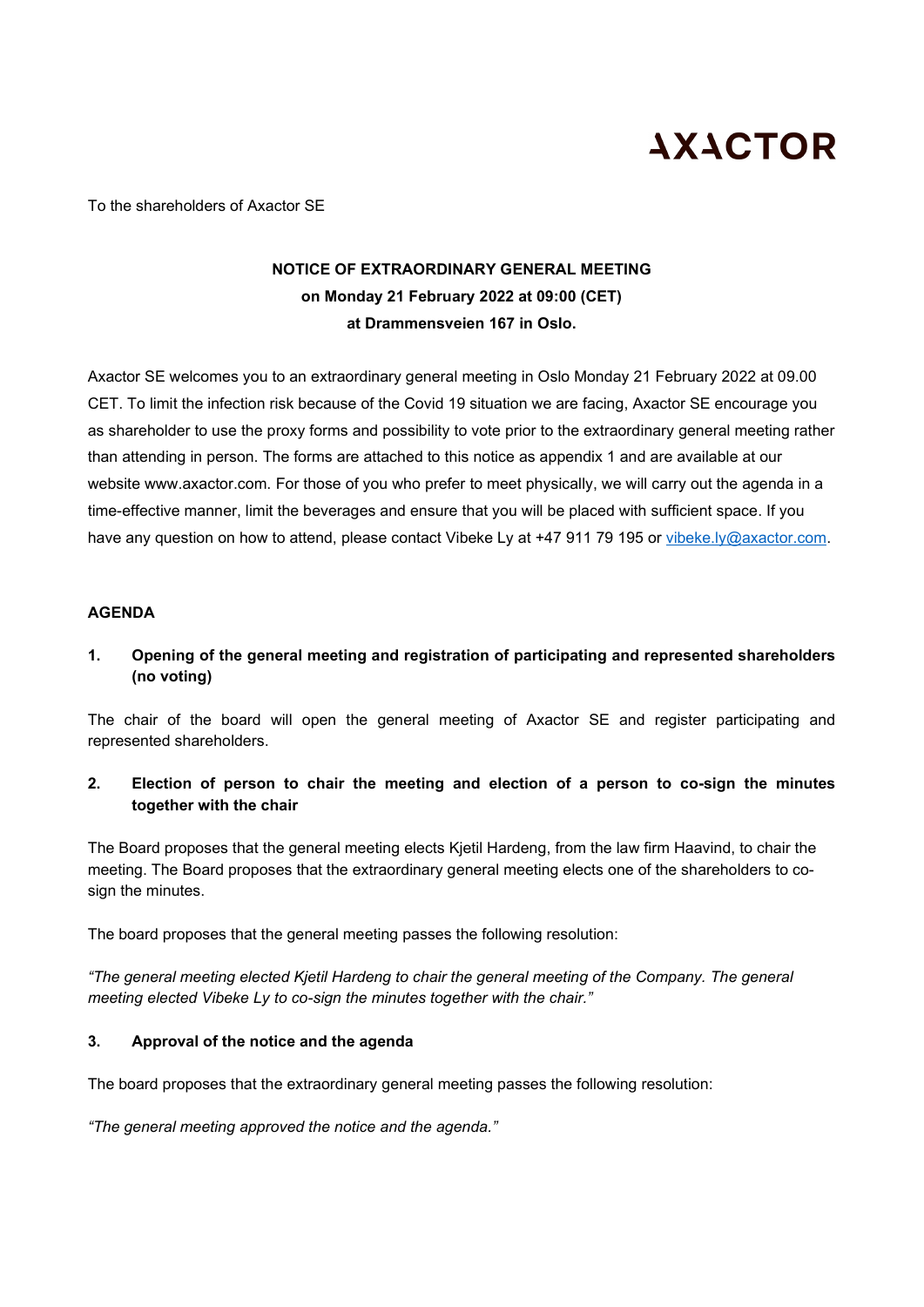AXACTOR

To the shareholders of Axactor SE

**NOTICE OF EXTRAORDINARY GENERAL MEETING**
**on Monday 21 February 2022 at 09:00 (CET)**
**at Drammensveien 167 in Oslo.**

Axactor SE welcomes you to an extraordinary general meeting in Oslo Monday 21 February 2022 at 09.00 CET. To limit the infection risk because of the Covid 19 situation we are facing, Axactor SE encourage you as shareholder to use the proxy forms and possibility to vote prior to the extraordinary general meeting rather than attending in person. The forms are attached to this notice as appendix 1 and are available at our website www.axactor.com. For those of you who prefer to meet physically, we will carry out the agenda in a time-effective manner, limit the beverages and ensure that you will be placed with sufficient space. If you have any question on how to attend, please contact Vibeke Ly at +47 911 79 195 or vibeke.ly@axactor.com.

**AGENDA**

**1. Opening of the general meeting and registration of participating and represented shareholders (no voting)**

The chair of the board will open the general meeting of Axactor SE and register participating and represented shareholders.

**2. Election of person to chair the meeting and election of a person to co-sign the minutes together with the chair**

The Board proposes that the general meeting elects Kjetil Hardeng, from the law firm Haavind, to chair the meeting. The Board proposes that the extraordinary general meeting elects one of the shareholders to co-sign the minutes.

The board proposes that the general meeting passes the following resolution:

*"The general meeting elected Kjetil Hardeng to chair the general meeting of the Company. The general meeting elected Vibeke Ly to co-sign the minutes together with the chair."*

**3. Approval of the notice and the agenda**

The board proposes that the extraordinary general meeting passes the following resolution:

*"The general meeting approved the notice and the agenda."*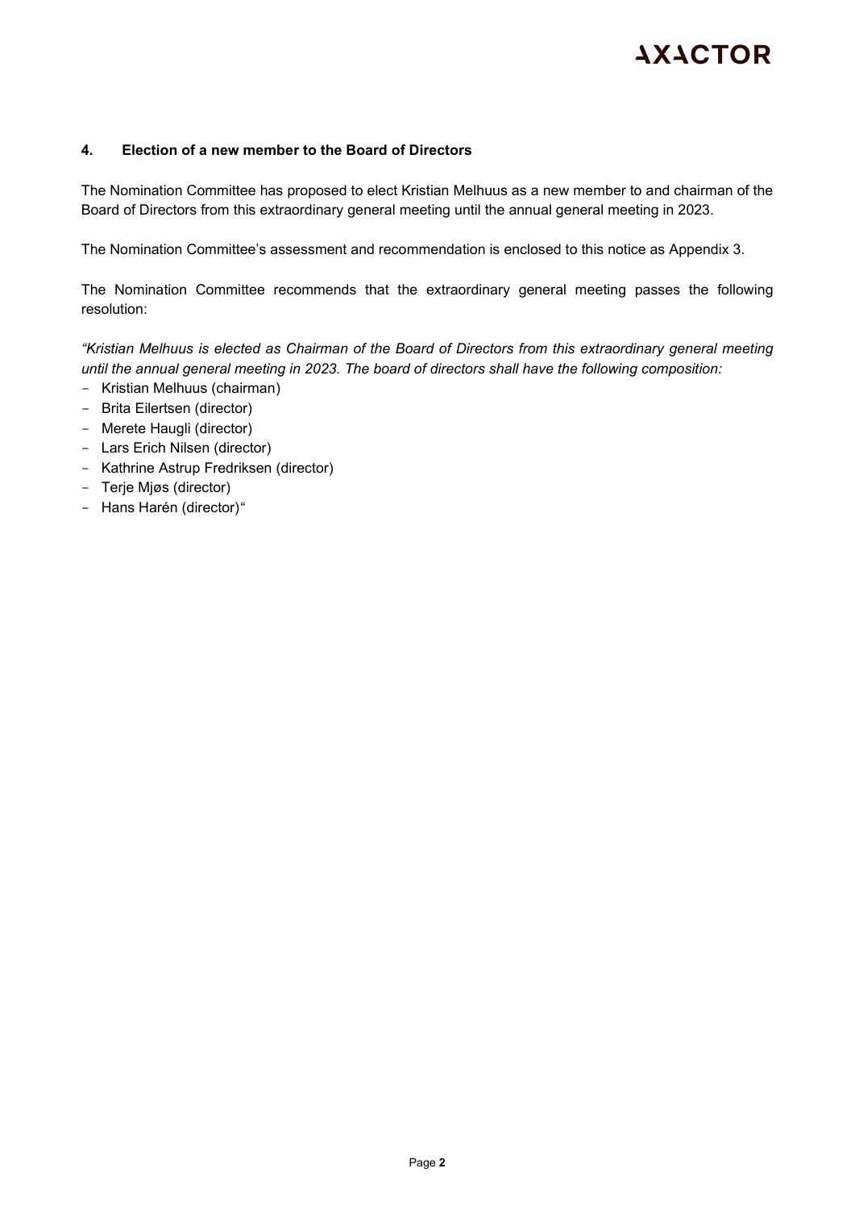## 4. Election of a new member to the Board of Directors

The Nomination Committee has proposed to elect Kristian Melhuus as a new member to and chairman of the Board of Directors from this extraordinary general meeting until the annual general meeting in 2023.

The Nomination Committee's assessment and recommendation is enclosed to this notice as Appendix 3.

The Nomination Committee recommends that the extraordinary general meeting passes the following resolution:

*"Kristian Melhuus is elected as Chairman of the Board of Directors from this extraordinary general meeting until the annual general meeting in 2023. The board of directors shall have the following composition:*

- Kristian Melhuus (chairman)
- Brita Eilertsen (director)
- Merete Haugli (director)
- Lars Erich Nilsen (director)
- Kathrine Astrup Fredriksen (director)
- Terje Mjøs (director)
- Hans Harén (director)"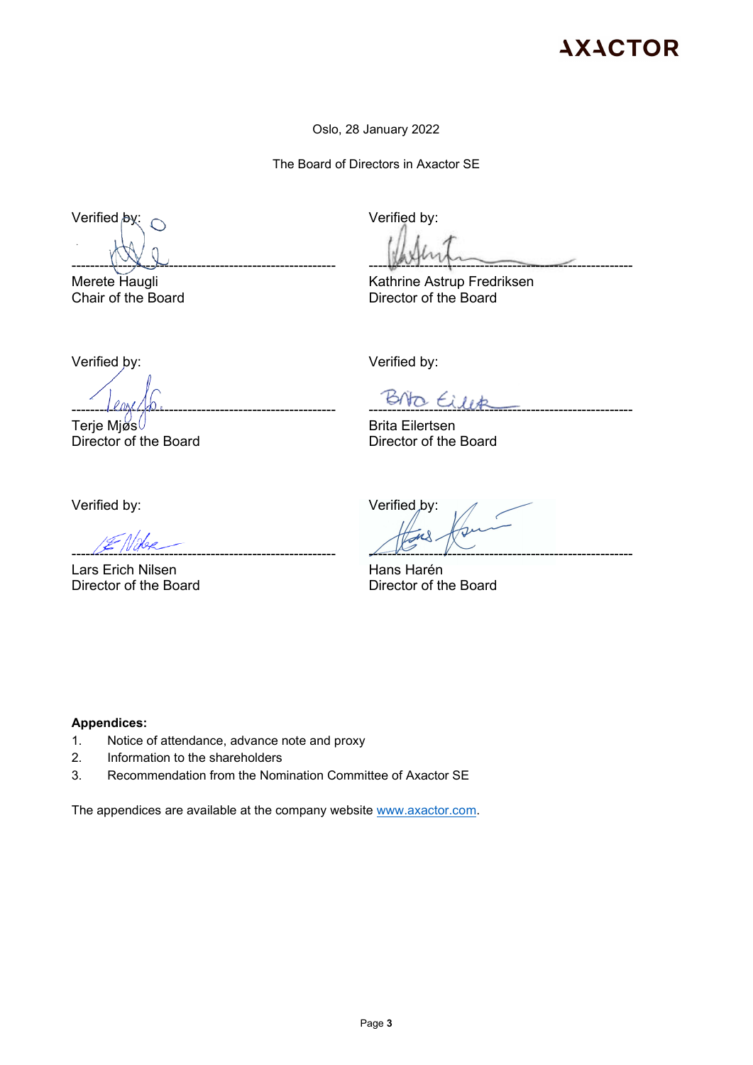Oslo, 28 January 2022

The Board of Directors in Axactor SE

Verified by:

-----------------------------------------------------------------

Merete Haugli
Chair of the Board

Verified by:

-----------------------------------------------------------------

Kathrine Astrup Fredriksen
Director of the Board

Verified by:

-----------------------------------------------------------------

Terje Mjøs
Director of the Board

Verified by:

-----------------------------------------------------------------

Brita Eilertsen
Director of the Board

Verified by:

-----------------------------------------------------------------

Lars Erich Nilsen
Director of the Board

Verified by:

-----------------------------------------------------------------

Hans Harén
Director of the Board

**Appendices:**

1. Notice of attendance, advance note and proxy
2. Information to the shareholders
3. Recommendation from the Nomination Committee of Axactor SE

The appendices are available at the company website [www.axactor.com](http://www.axactor.com).